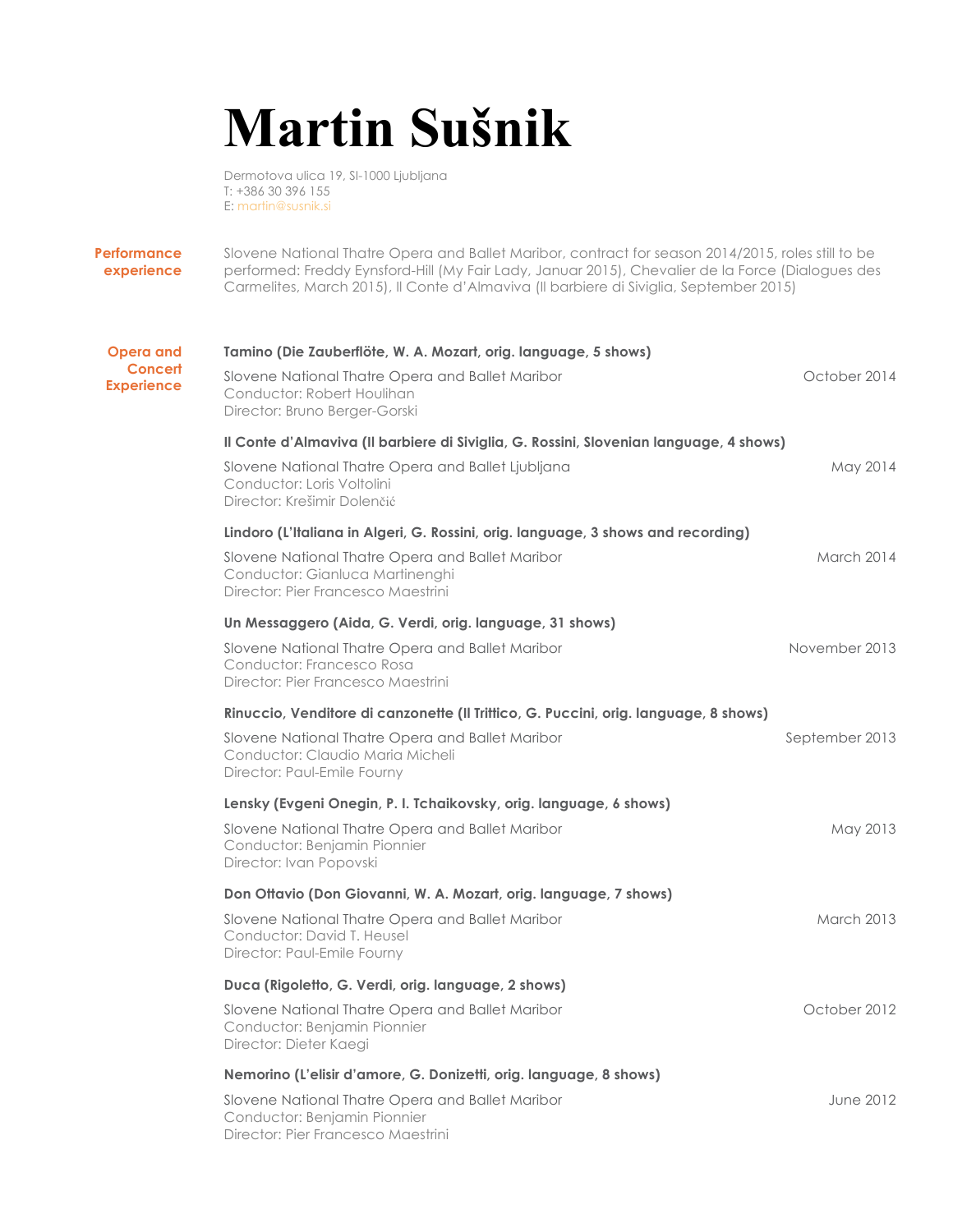# Martin Sušnik

Dermotova ulica 19, SI-1000 Ljubljana
T: +386 30 396 155
E: martin@susnik.si

## Performance experience

Slovene National Thatre Opera and Ballet Maribor, contract for season 2014/2015, roles still to be performed: Freddy Eynsford-Hill (My Fair Lady, Januar 2015), Chevalier de la Force (Dialogues des Carmelites, March 2015), Il Conte d'Almaviva (Il barbiere di Siviglia, September 2015)

## Opera and Concert Experience

**Tamino (Die Zauberflöte, W. A. Mozart, orig. language, 5 shows)**

Slovene National Thatre Opera and Ballet Maribor — October 2014
Conductor: Robert Houlihan
Director: Bruno Berger-Gorski

**Il Conte d'Almaviva (Il barbiere di Siviglia, G. Rossini, Slovenian language, 4 shows)**

Slovene National Thatre Opera and Ballet Ljubljana — May 2014
Conductor: Loris Voltolini
Director: Krešimir Dolenčić

**Lindoro (L'Italiana in Algeri, G. Rossini, orig. language, 3 shows and recording)**

Slovene National Thatre Opera and Ballet Maribor — March 2014
Conductor: Gianluca Martinenghi
Director: Pier Francesco Maestrini

**Un Messaggero (Aida, G. Verdi, orig. language, 31 shows)**

Slovene National Thatre Opera and Ballet Maribor — November 2013
Conductor: Francesco Rosa
Director: Pier Francesco Maestrini

**Rinuccio, Venditore di canzonette (Il Trittico, G. Puccini, orig. language, 8 shows)**

Slovene National Thatre Opera and Ballet Maribor — September 2013
Conductor: Claudio Maria Micheli
Director: Paul-Emile Fourny

**Lensky (Evgeni Onegin, P. I. Tchaikovsky, orig. language, 6 shows)**

Slovene National Thatre Opera and Ballet Maribor — May 2013
Conductor: Benjamin Pionnier
Director: Ivan Popovski

**Don Ottavio (Don Giovanni, W. A. Mozart, orig. language, 7 shows)**

Slovene National Thatre Opera and Ballet Maribor — March 2013
Conductor: David T. Heusel
Director: Paul-Emile Fourny

**Duca (Rigoletto, G. Verdi, orig. language, 2 shows)**

Slovene National Thatre Opera and Ballet Maribor — October 2012
Conductor: Benjamin Pionnier
Director: Dieter Kaegi

**Nemorino (L'elisir d'amore, G. Donizetti, orig. language, 8 shows)**

Slovene National Thatre Opera and Ballet Maribor — June 2012
Conductor: Benjamin Pionnier
Director: Pier Francesco Maestrini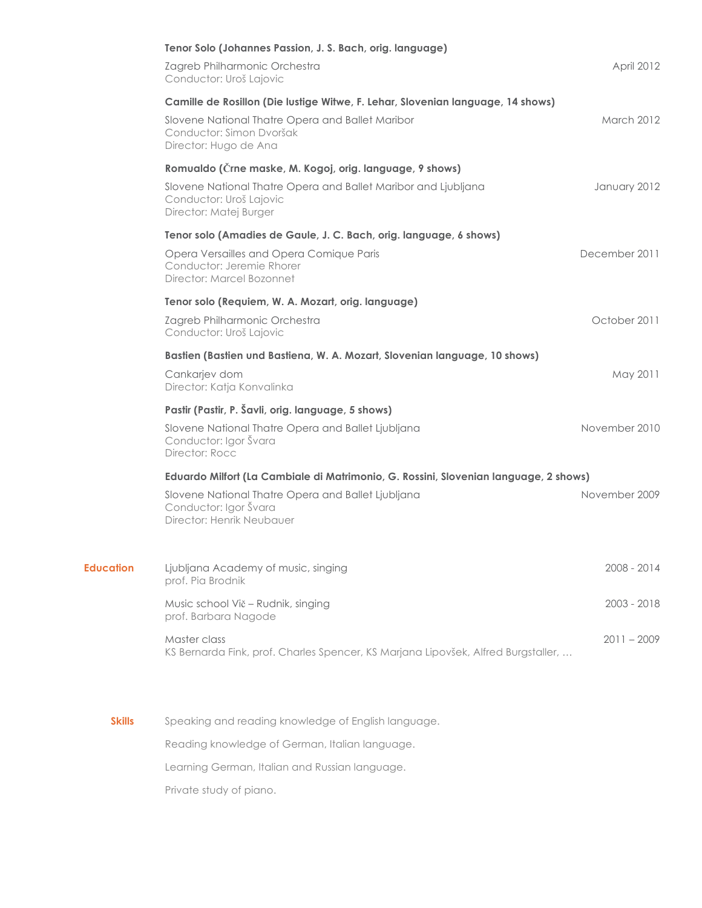**Tenor Solo (Johannes Passion, J. S. Bach, orig. language)**

Zagreb Philharmonic Orchestra — April 2012
Conductor: Uroš Lajovic

**Camille de Rosillon (Die lustige Witwe, F. Lehar, Slovenian language, 14 shows)**

Slovene National Thatre Opera and Ballet Maribor — March 2012
Conductor: Simon Dvoršak
Director: Hugo de Ana

**Romualdo (Črne maske, M. Kogoj, orig. language, 9 shows)**

Slovene National Thatre Opera and Ballet Maribor and Ljubljana — January 2012
Conductor: Uroš Lajovic
Director: Matej Burger

**Tenor solo (Amadies de Gaule, J. C. Bach, orig. language, 6 shows)**

Opera Versailles and Opera Comique Paris — December 2011
Conductor: Jeremie Rhorer
Director: Marcel Bozonnet

**Tenor solo (Requiem, W. A. Mozart, orig. language)**

Zagreb Philharmonic Orchestra — October 2011
Conductor: Uroš Lajovic

**Bastien (Bastien und Bastiena, W. A. Mozart, Slovenian language, 10 shows)**

Cankarjev dom — May 2011
Director: Katja Konvalinka

**Pastir (Pastir, P. Šavli, orig. language, 5 shows)**

Slovene National Thatre Opera and Ballet Ljubljana — November 2010
Conductor: Igor Švara
Director: Rocc

**Eduardo Milfort (La Cambiale di Matrimonio, G. Rossini, Slovenian language, 2 shows)**

Slovene National Thatre Opera and Ballet Ljubljana — November 2009
Conductor: Igor Švara
Director: Henrik Neubauer

## Education

Ljubljana Academy of music, singing — 2008 - 2014
prof. Pia Brodnik

Music school Vič – Rudnik, singing — 2003 - 2018
prof. Barbara Nagode

Master class — 2011 – 2009
KS Bernarda Fink, prof. Charles Spencer, KS Marjana Lipovšek, Alfred Burgstaller, …

## Skills

Speaking and reading knowledge of English language.

Reading knowledge of German, Italian language.

Learning German, Italian and Russian language.

Private study of piano.